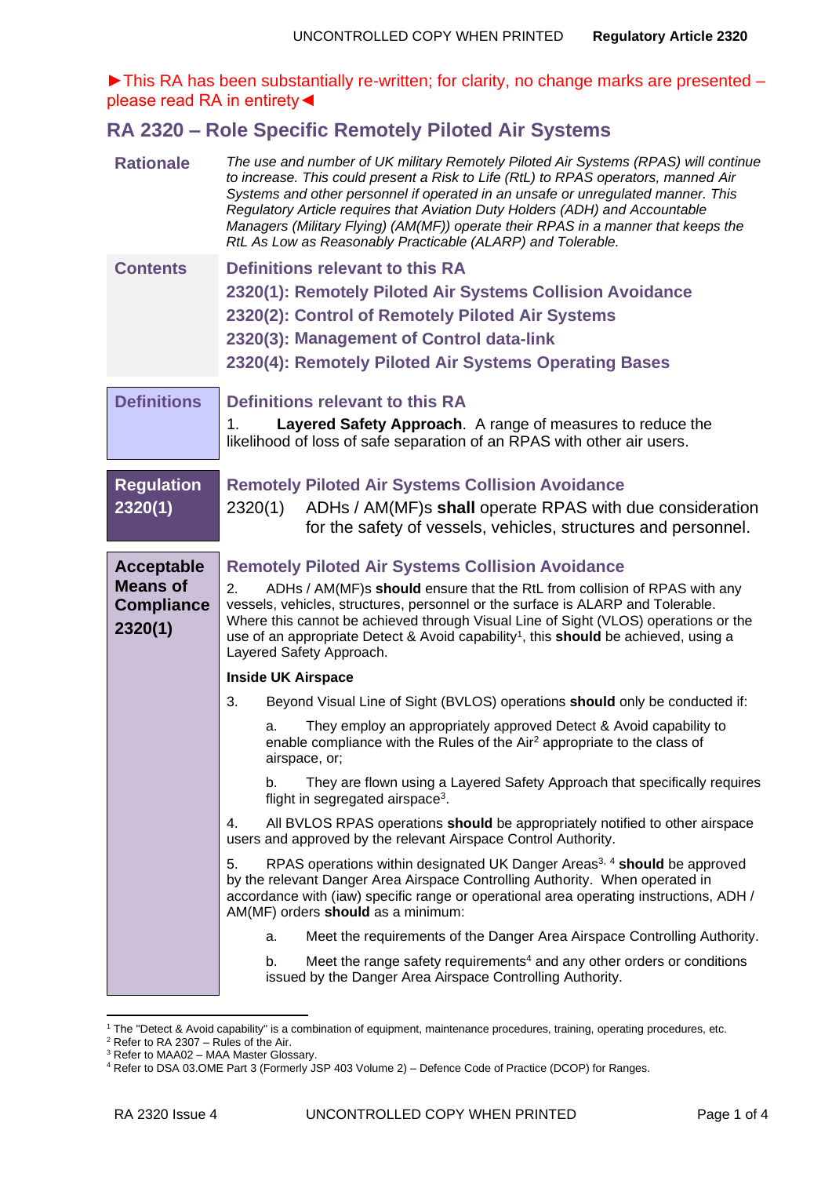►This RA has been substantially re-written; for clarity, no change marks are presented – please read RA in entirety◄

# RA 2320 – Role Specific Remotely Piloted Air Systems

**Rationale**

*The use and number of UK military Remotely Piloted Air Systems (RPAS) will continue to increase. This could present a Risk to Life (RtL) to RPAS operators, manned Air Systems and other personnel if operated in an unsafe or unregulated manner. This Regulatory Article requires that Aviation Duty Holders (ADH) and Accountable Managers (Military Flying) (AM(MF)) operate their RPAS in a manner that keeps the RtL As Low as Reasonably Practicable (ALARP) and Tolerable.*

**Contents**

- Definitions relevant to this RA
- 2320(1): Remotely Piloted Air Systems Collision Avoidance
- 2320(2): Control of Remotely Piloted Air Systems
- 2320(3): Management of Control data-link
- 2320(4): Remotely Piloted Air Systems Operating Bases

## Definitions

### Definitions relevant to this RA

1. **Layered Safety Approach**. A range of measures to reduce the likelihood of loss of safe separation of an RPAS with other air users.

## Regulation 2320(1)

### Remotely Piloted Air Systems Collision Avoidance

2320(1) ADHs / AM(MF)s **shall** operate RPAS with due consideration for the safety of vessels, vehicles, structures and personnel.

## Acceptable Means of Compliance 2320(1)

### Remotely Piloted Air Systems Collision Avoidance

2. ADHs / AM(MF)s **should** ensure that the RtL from collision of RPAS with any vessels, vehicles, structures, personnel or the surface is ALARP and Tolerable. Where this cannot be achieved through Visual Line of Sight (VLOS) operations or the use of an appropriate Detect & Avoid capability[1], this **should** be achieved, using a Layered Safety Approach.

**Inside UK Airspace**

3. Beyond Visual Line of Sight (BVLOS) operations **should** only be conducted if:

   a. They employ an appropriately approved Detect & Avoid capability to enable compliance with the Rules of the Air[2] appropriate to the class of airspace, or;

   b. They are flown using a Layered Safety Approach that specifically requires flight in segregated airspace[3].

4. All BVLOS RPAS operations **should** be appropriately notified to other airspace users and approved by the relevant Airspace Control Authority.

5. RPAS operations within designated UK Danger Areas[3, 4] **should** be approved by the relevant Danger Area Airspace Controlling Authority. When operated in accordance with (iaw) specific range or operational area operating instructions, ADH / AM(MF) orders **should** as a minimum:

   a. Meet the requirements of the Danger Area Airspace Controlling Authority.

   b. Meet the range safety requirements[4] and any other orders or conditions issued by the Danger Area Airspace Controlling Authority.

---

[1] The "Detect & Avoid capability" is a combination of equipment, maintenance procedures, training, operating procedures, etc.

[2] Refer to RA 2307 – Rules of the Air.

[3] Refer to MAA02 – MAA Master Glossary.

[4] Refer to DSA 03.OME Part 3 (Formerly JSP 403 Volume 2) – Defence Code of Practice (DCOP) for Ranges.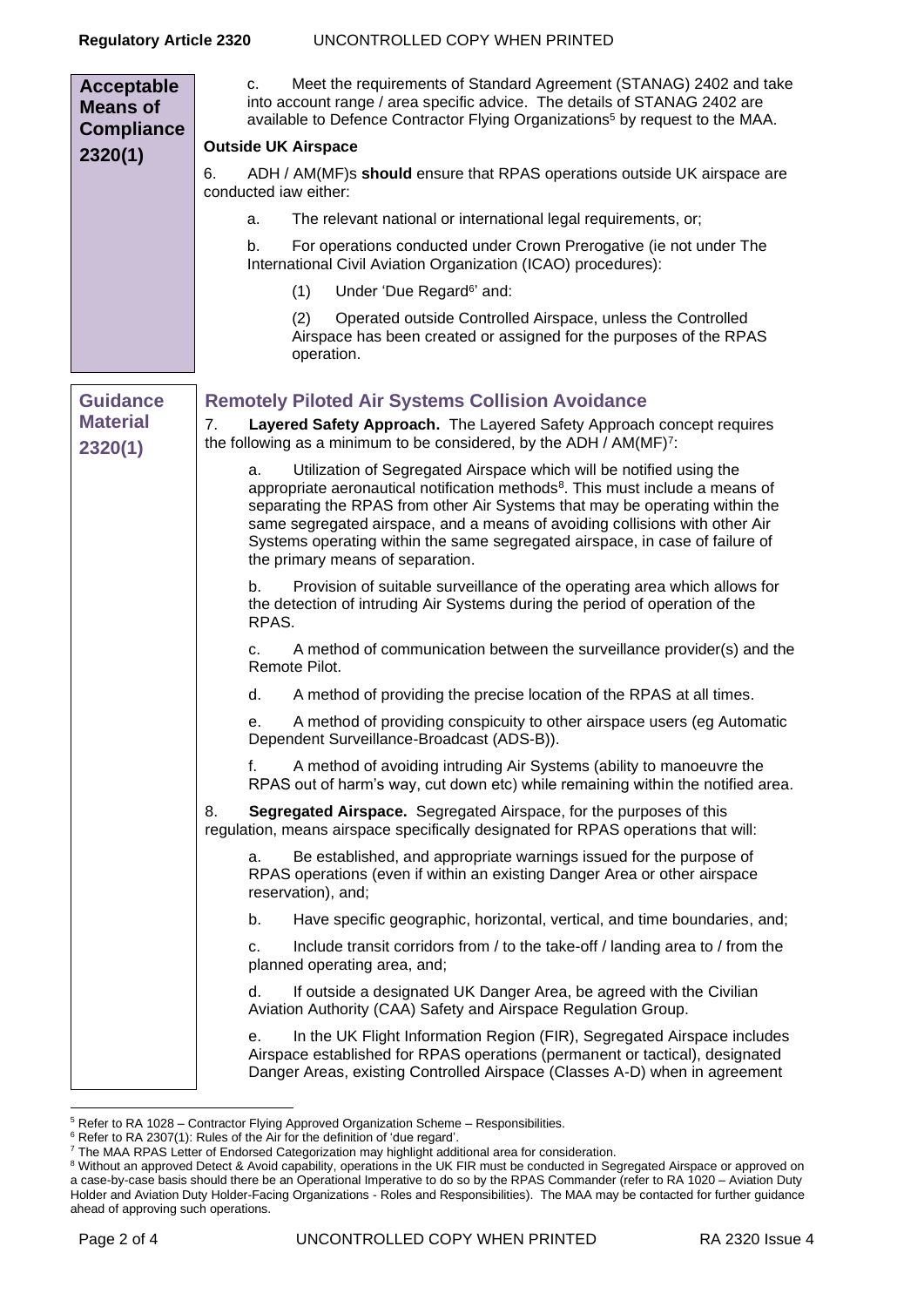**Acceptable Means of Compliance 2320(1)**

c. Meet the requirements of Standard Agreement (STANAG) 2402 and take into account range / area specific advice. The details of STANAG 2402 are available to Defence Contractor Flying Organizations[5] by request to the MAA.

**Outside UK Airspace**

6. ADH / AM(MF)s **should** ensure that RPAS operations outside UK airspace are conducted iaw either:

a. The relevant national or international legal requirements, or;

b. For operations conducted under Crown Prerogative (ie not under The International Civil Aviation Organization (ICAO) procedures):

(1) Under 'Due Regard[6]' and:

(2) Operated outside Controlled Airspace, unless the Controlled Airspace has been created or assigned for the purposes of the RPAS operation.

**Guidance Material 2320(1)**

## Remotely Piloted Air Systems Collision Avoidance

7. **Layered Safety Approach.** The Layered Safety Approach concept requires the following as a minimum to be considered, by the ADH / AM(MF)[7]:

a. Utilization of Segregated Airspace which will be notified using the appropriate aeronautical notification methods[8]. This must include a means of separating the RPAS from other Air Systems that may be operating within the same segregated airspace, and a means of avoiding collisions with other Air Systems operating within the same segregated airspace, in case of failure of the primary means of separation.

b. Provision of suitable surveillance of the operating area which allows for the detection of intruding Air Systems during the period of operation of the RPAS.

c. A method of communication between the surveillance provider(s) and the Remote Pilot.

d. A method of providing the precise location of the RPAS at all times.

e. A method of providing conspicuity to other airspace users (eg Automatic Dependent Surveillance-Broadcast (ADS-B)).

f. A method of avoiding intruding Air Systems (ability to manoeuvre the RPAS out of harm's way, cut down etc) while remaining within the notified area.

8. **Segregated Airspace.** Segregated Airspace, for the purposes of this regulation, means airspace specifically designated for RPAS operations that will:

a. Be established, and appropriate warnings issued for the purpose of RPAS operations (even if within an existing Danger Area or other airspace reservation), and;

b. Have specific geographic, horizontal, vertical, and time boundaries, and;

c. Include transit corridors from / to the take-off / landing area to / from the planned operating area, and;

d. If outside a designated UK Danger Area, be agreed with the Civilian Aviation Authority (CAA) Safety and Airspace Regulation Group.

e. In the UK Flight Information Region (FIR), Segregated Airspace includes Airspace established for RPAS operations (permanent or tactical), designated Danger Areas, existing Controlled Airspace (Classes A-D) when in agreement

---

[5] Refer to RA 1028 – Contractor Flying Approved Organization Scheme – Responsibilities.

[6] Refer to RA 2307(1): Rules of the Air for the definition of 'due regard'.

[7] The MAA RPAS Letter of Endorsed Categorization may highlight additional area for consideration.

[8] Without an approved Detect & Avoid capability, operations in the UK FIR must be conducted in Segregated Airspace or approved on a case-by-case basis should there be an Operational Imperative to do so by the RPAS Commander (refer to RA 1020 – Aviation Duty Holder and Aviation Duty Holder-Facing Organizations - Roles and Responsibilities). The MAA may be contacted for further guidance ahead of approving such operations.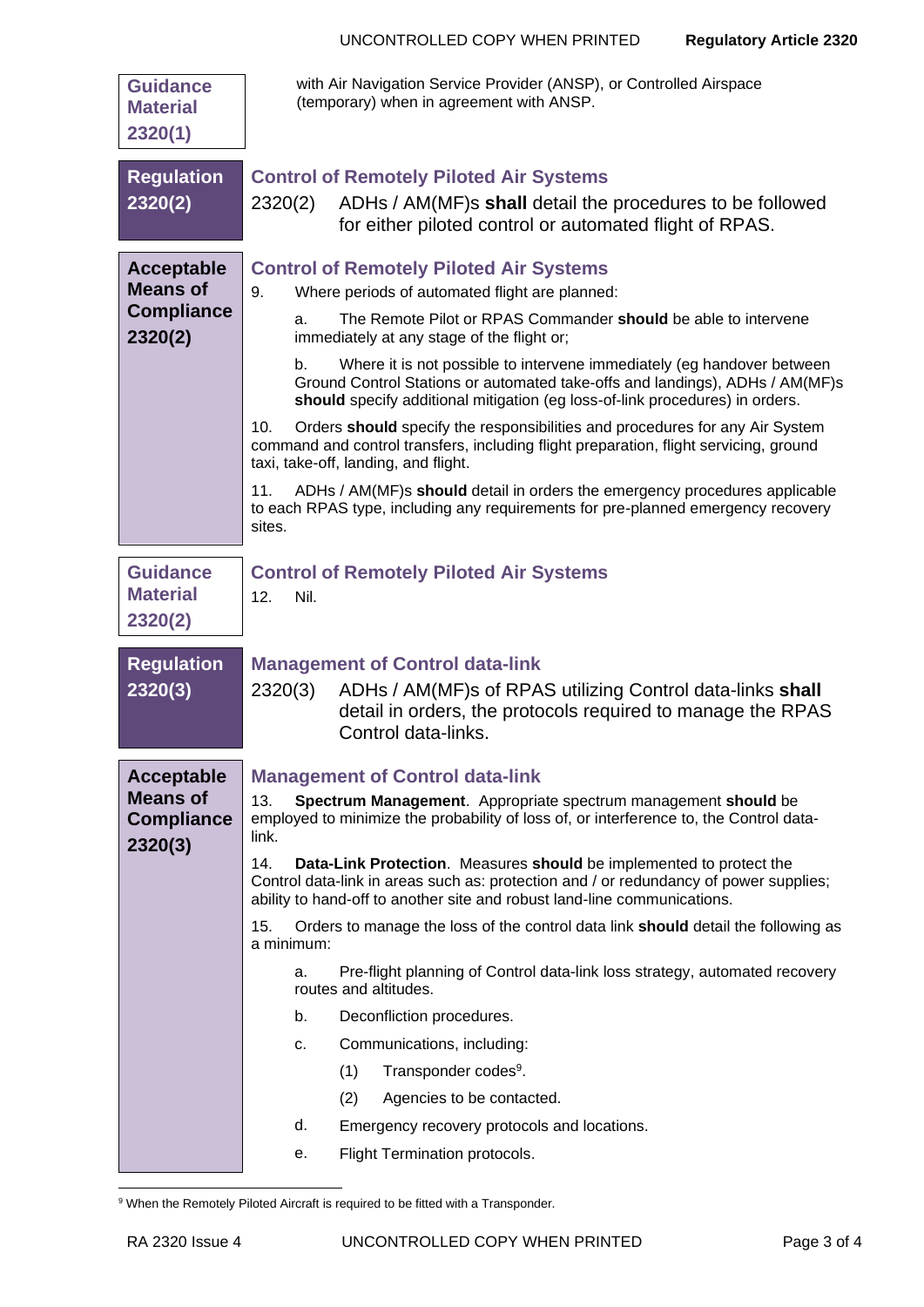**Guidance Material 2320(1)**

with Air Navigation Service Provider (ANSP), or Controlled Airspace (temporary) when in agreement with ANSP.

**Regulation 2320(2)**

## Control of Remotely Piloted Air Systems

2320(2) ADHs / AM(MF)s **shall** detail the procedures to be followed for either piloted control or automated flight of RPAS.

**Acceptable Means of Compliance 2320(2)**

## Control of Remotely Piloted Air Systems

9. Where periods of automated flight are planned:

   a. The Remote Pilot or RPAS Commander **should** be able to intervene immediately at any stage of the flight or;

   b. Where it is not possible to intervene immediately (eg handover between Ground Control Stations or automated take-offs and landings), ADHs / AM(MF)s **should** specify additional mitigation (eg loss-of-link procedures) in orders.

10. Orders **should** specify the responsibilities and procedures for any Air System command and control transfers, including flight preparation, flight servicing, ground taxi, take-off, landing, and flight.

11. ADHs / AM(MF)s **should** detail in orders the emergency procedures applicable to each RPAS type, including any requirements for pre-planned emergency recovery sites.

**Guidance Material 2320(2)**

## Control of Remotely Piloted Air Systems

12. Nil.

**Regulation 2320(3)**

## Management of Control data-link

2320(3) ADHs / AM(MF)s of RPAS utilizing Control data-links **shall** detail in orders, the protocols required to manage the RPAS Control data-links.

**Acceptable Means of Compliance 2320(3)**

## Management of Control data-link

13. **Spectrum Management**. Appropriate spectrum management **should** be employed to minimize the probability of loss of, or interference to, the Control data-link.

14. **Data-Link Protection**. Measures **should** be implemented to protect the Control data-link in areas such as: protection and / or redundancy of power supplies; ability to hand-off to another site and robust land-line communications.

15. Orders to manage the loss of the control data link **should** detail the following as a minimum:

   a. Pre-flight planning of Control data-link loss strategy, automated recovery routes and altitudes.

   b. Deconfliction procedures.

   c. Communications, including:

      (1) Transponder codes[9].

      (2) Agencies to be contacted.

   d. Emergency recovery protocols and locations.

   e. Flight Termination protocols.

---

[9] When the Remotely Piloted Aircraft is required to be fitted with a Transponder.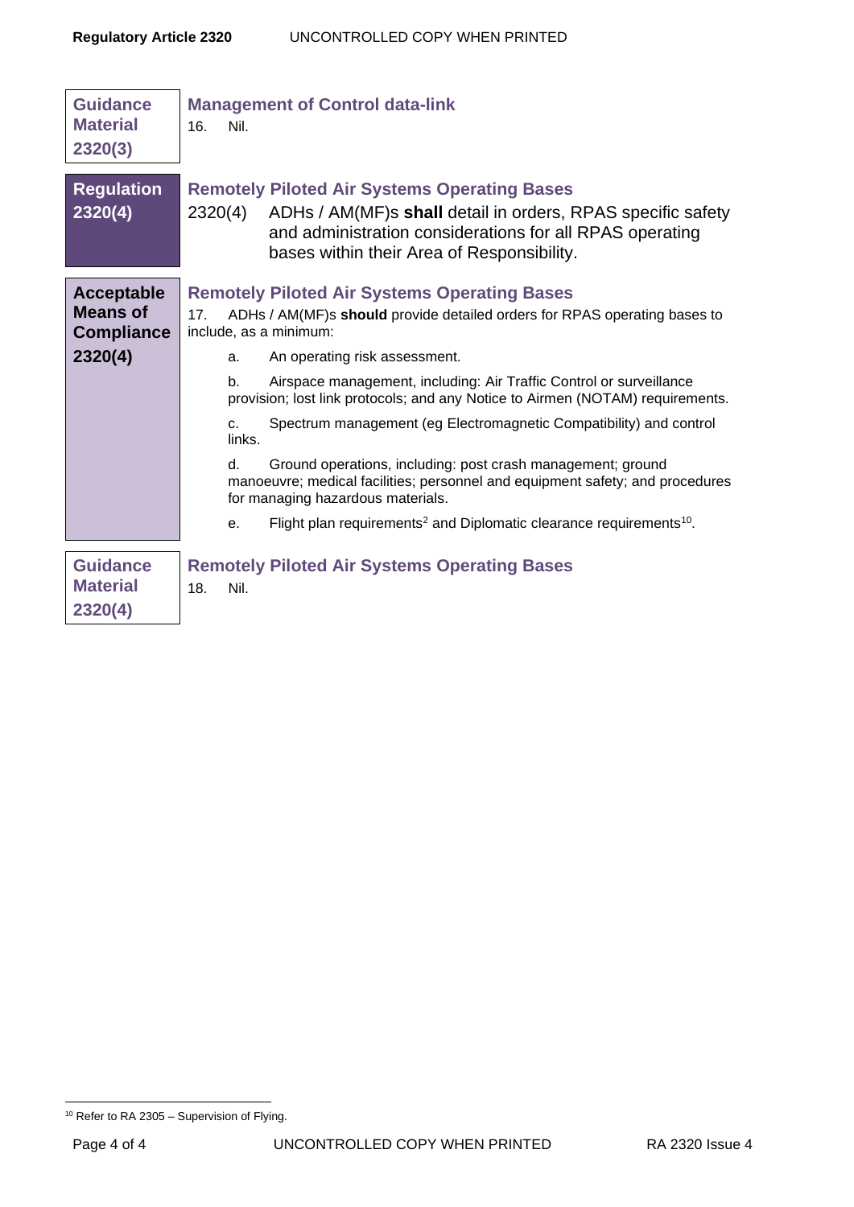**Guidance Material 2320(3)**

### Management of Control data-link

16. Nil.

**Regulation 2320(4)**

### Remotely Piloted Air Systems Operating Bases

2320(4) ADHs / AM(MF)s **shall** detail in orders, RPAS specific safety and administration considerations for all RPAS operating bases within their Area of Responsibility.

**Acceptable Means of Compliance 2320(4)**

### Remotely Piloted Air Systems Operating Bases

17. ADHs / AM(MF)s **should** provide detailed orders for RPAS operating bases to include, as a minimum:

a. An operating risk assessment.

b. Airspace management, including: Air Traffic Control or surveillance provision; lost link protocols; and any Notice to Airmen (NOTAM) requirements.

c. Spectrum management (eg Electromagnetic Compatibility) and control links.

d. Ground operations, including: post crash management; ground manoeuvre; medical facilities; personnel and equipment safety; and procedures for managing hazardous materials.

e. Flight plan requirements[2] and Diplomatic clearance requirements[10].

**Guidance Material 2320(4)**

### Remotely Piloted Air Systems Operating Bases

18. Nil.

---

[10] Refer to RA 2305 – Supervision of Flying.